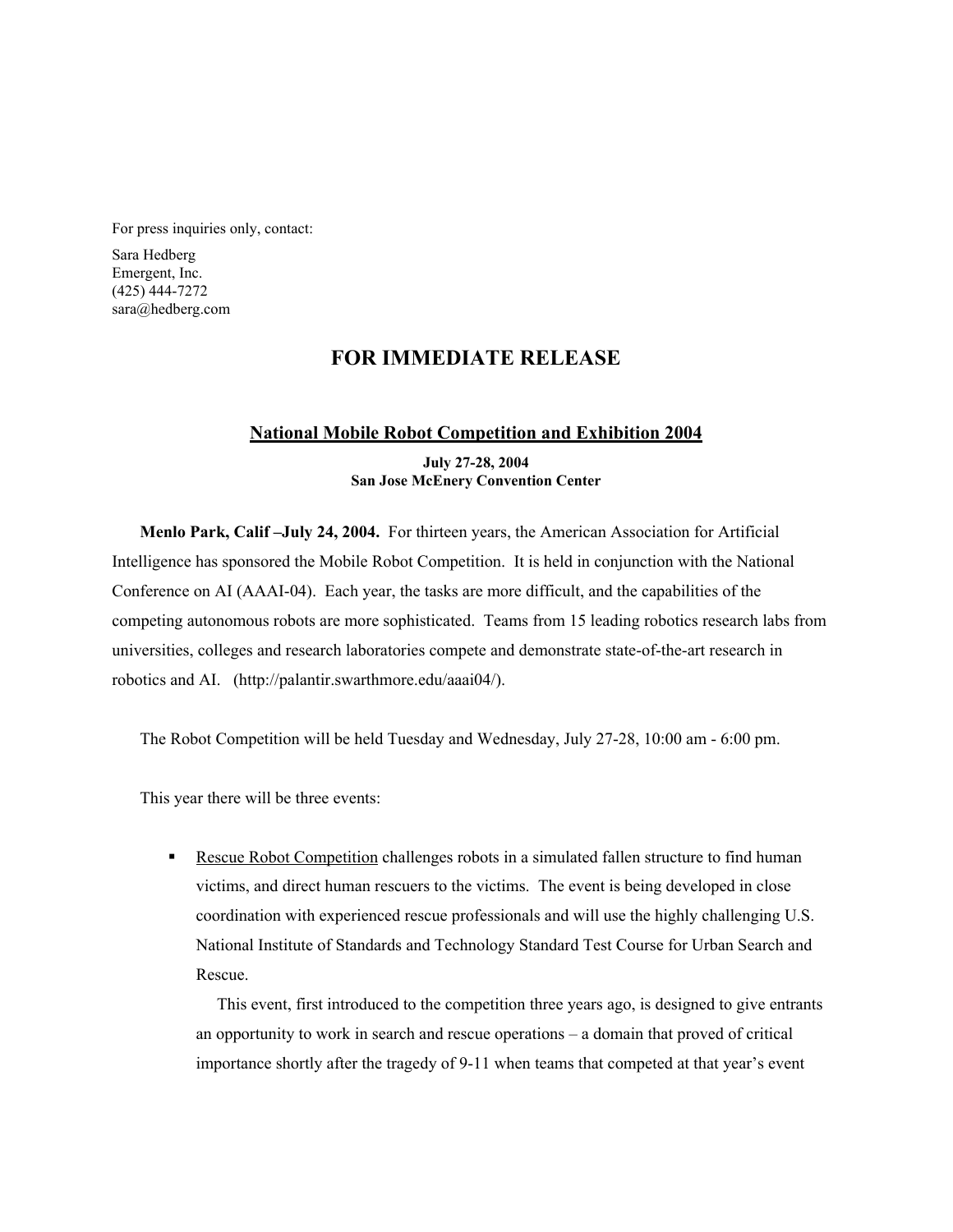For press inquiries only, contact:

Sara Hedberg
Emergent, Inc.
(425) 444-7272
sara@hedberg.com

# FOR IMMEDIATE RELEASE

## National Mobile Robot Competition and Exhibition 2004

**July 27-28, 2004**
**San Jose McEnery Convention Center**

**Menlo Park, Calif –July 24, 2004.** For thirteen years, the American Association for Artificial Intelligence has sponsored the Mobile Robot Competition. It is held in conjunction with the National Conference on AI (AAAI-04). Each year, the tasks are more difficult, and the capabilities of the competing autonomous robots are more sophisticated. Teams from 15 leading robotics research labs from universities, colleges and research laboratories compete and demonstrate state-of-the-art research in robotics and AI. (http://palantir.swarthmore.edu/aaai04/).

The Robot Competition will be held Tuesday and Wednesday, July 27-28, 10:00 am - 6:00 pm.

This year there will be three events:

- Rescue Robot Competition challenges robots in a simulated fallen structure to find human victims, and direct human rescuers to the victims. The event is being developed in close coordination with experienced rescue professionals and will use the highly challenging U.S. National Institute of Standards and Technology Standard Test Course for Urban Search and Rescue.

  This event, first introduced to the competition three years ago, is designed to give entrants an opportunity to work in search and rescue operations – a domain that proved of critical importance shortly after the tragedy of 9-11 when teams that competed at that year's event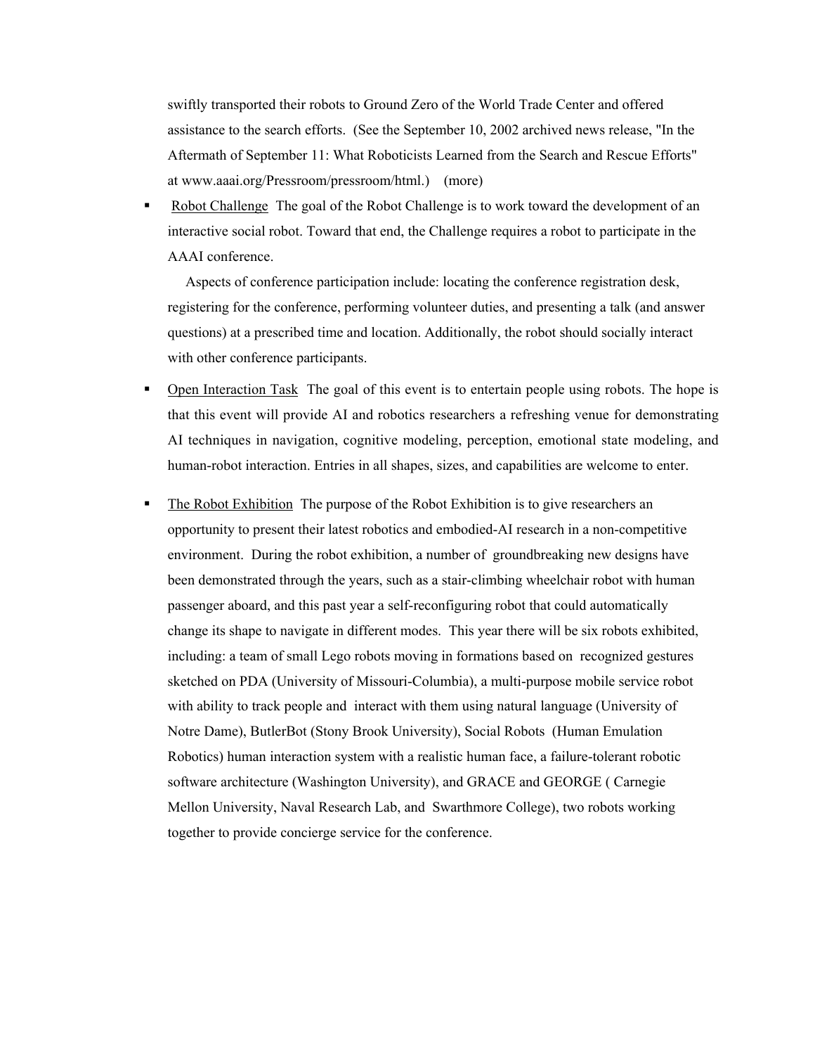swiftly transported their robots to Ground Zero of the World Trade Center and offered assistance to the search efforts. (See the September 10, 2002 archived news release, "In the Aftermath of September 11: What Roboticists Learned from the Search and Rescue Efforts" at www.aaai.org/Pressroom/pressroom/html.) (more)

- Robot Challenge The goal of the Robot Challenge is to work toward the development of an interactive social robot. Toward that end, the Challenge requires a robot to participate in the AAAI conference.

  Aspects of conference participation include: locating the conference registration desk, registering for the conference, performing volunteer duties, and presenting a talk (and answer questions) at a prescribed time and location. Additionally, the robot should socially interact with other conference participants.

- Open Interaction Task The goal of this event is to entertain people using robots. The hope is that this event will provide AI and robotics researchers a refreshing venue for demonstrating AI techniques in navigation, cognitive modeling, perception, emotional state modeling, and human-robot interaction. Entries in all shapes, sizes, and capabilities are welcome to enter.

- The Robot Exhibition The purpose of the Robot Exhibition is to give researchers an opportunity to present their latest robotics and embodied-AI research in a non-competitive environment. During the robot exhibition, a number of groundbreaking new designs have been demonstrated through the years, such as a stair-climbing wheelchair robot with human passenger aboard, and this past year a self-reconfiguring robot that could automatically change its shape to navigate in different modes. This year there will be six robots exhibited, including: a team of small Lego robots moving in formations based on recognized gestures sketched on PDA (University of Missouri-Columbia), a multi-purpose mobile service robot with ability to track people and interact with them using natural language (University of Notre Dame), ButlerBot (Stony Brook University), Social Robots (Human Emulation Robotics) human interaction system with a realistic human face, a failure-tolerant robotic software architecture (Washington University), and GRACE and GEORGE ( Carnegie Mellon University, Naval Research Lab, and Swarthmore College), two robots working together to provide concierge service for the conference.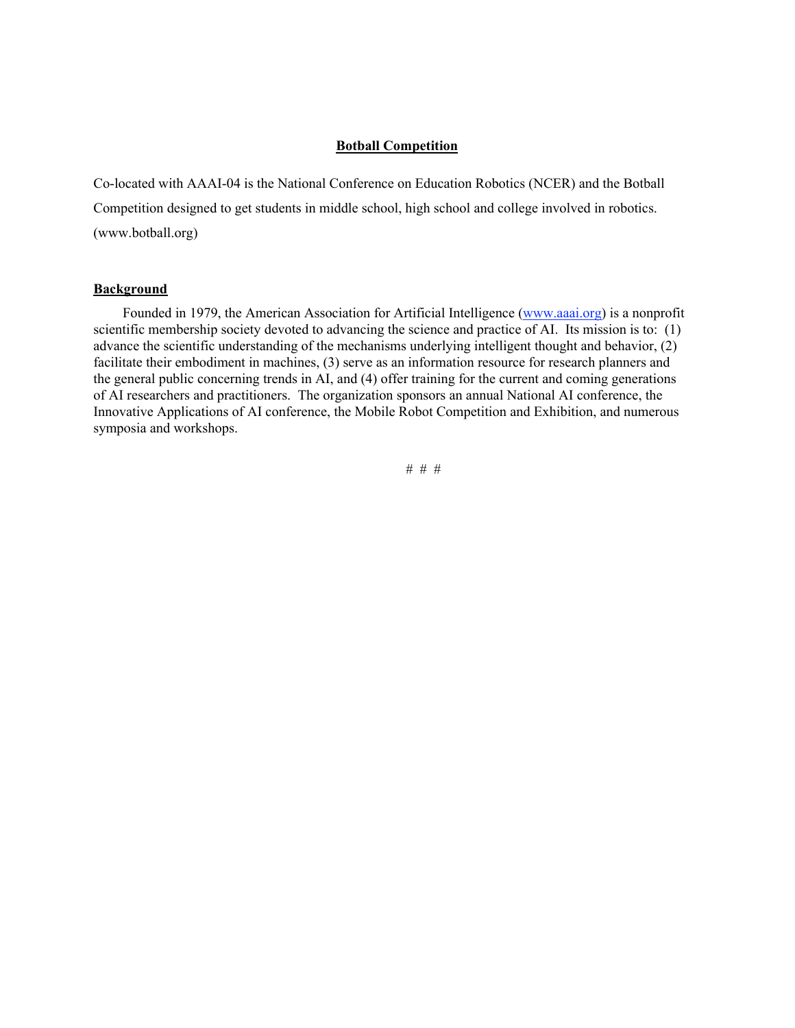## Botball Competition

Co-located with AAAI-04 is the National Conference on Education Robotics (NCER) and the Botball Competition designed to get students in middle school, high school and college involved in robotics. (www.botball.org)

### Background

Founded in 1979, the American Association for Artificial Intelligence (www.aaai.org) is a nonprofit scientific membership society devoted to advancing the science and practice of AI. Its mission is to: (1) advance the scientific understanding of the mechanisms underlying intelligent thought and behavior, (2) facilitate their embodiment in machines, (3) serve as an information resource for research planners and the general public concerning trends in AI, and (4) offer training for the current and coming generations of AI researchers and practitioners. The organization sponsors an annual National AI conference, the Innovative Applications of AI conference, the Mobile Robot Competition and Exhibition, and numerous symposia and workshops.

# # #